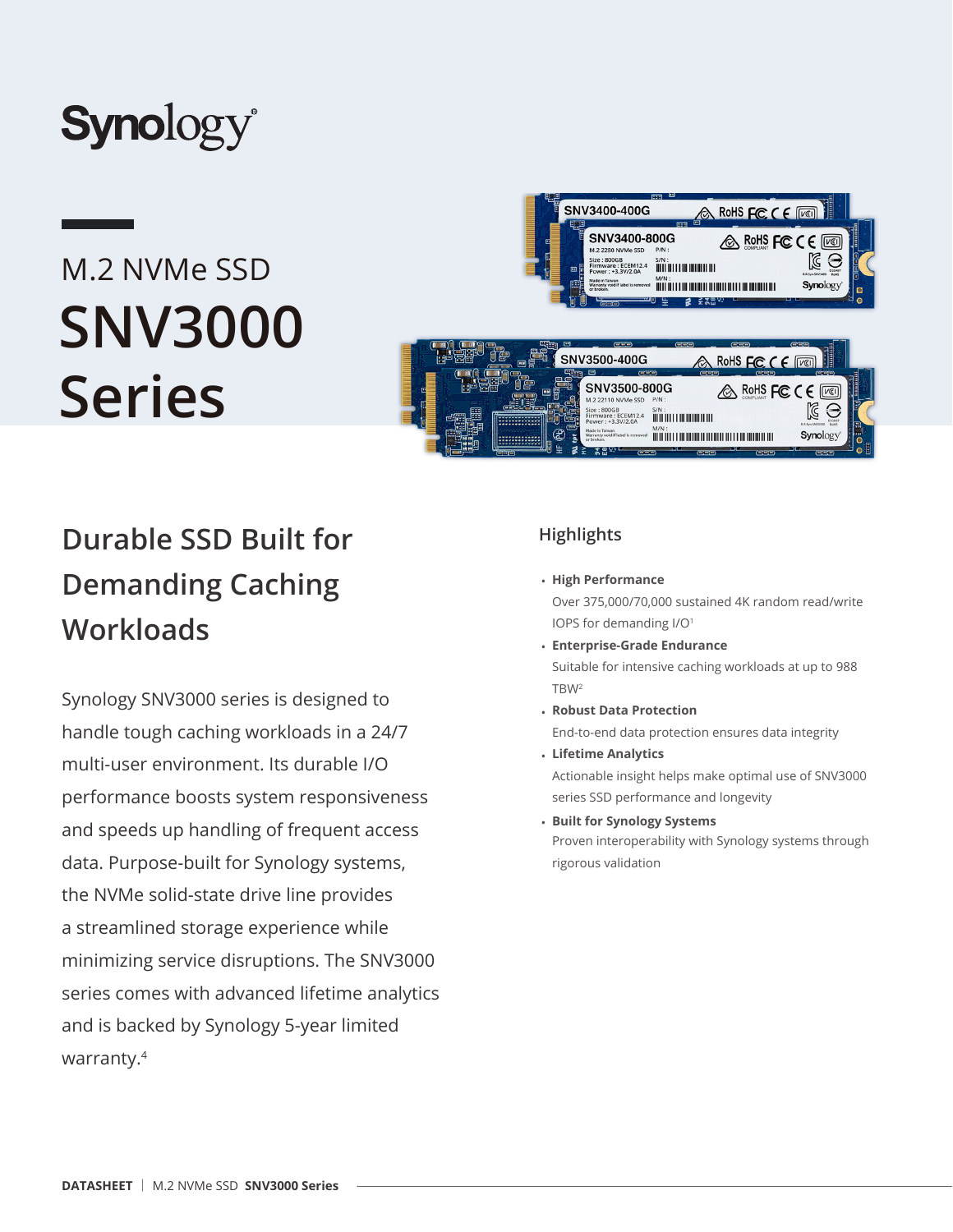Synology

# M.2 NVMe SSD
# SNV3000 Series

## Durable SSD Built for Demanding Caching Workloads

Synology SNV3000 series is designed to handle tough caching workloads in a 24/7 multi-user environment. Its durable I/O performance boosts system responsiveness and speeds up handling of frequent access data. Purpose-built for Synology systems, the NVMe solid-state drive line provides a streamlined storage experience while minimizing service disruptions. The SNV3000 series comes with advanced lifetime analytics and is backed by Synology 5-year limited warranty.[4]

### Highlights

- **High Performance**
  Over 375,000/70,000 sustained 4K random read/write IOPS for demanding I/O[1]
- **Enterprise-Grade Endurance**
  Suitable for intensive caching workloads at up to 988 TBW[2]
- **Robust Data Protection**
  End-to-end data protection ensures data integrity
- **Lifetime Analytics**
  Actionable insight helps make optimal use of SNV3000 series SSD performance and longevity
- **Built for Synology Systems**
  Proven interoperability with Synology systems through rigorous validation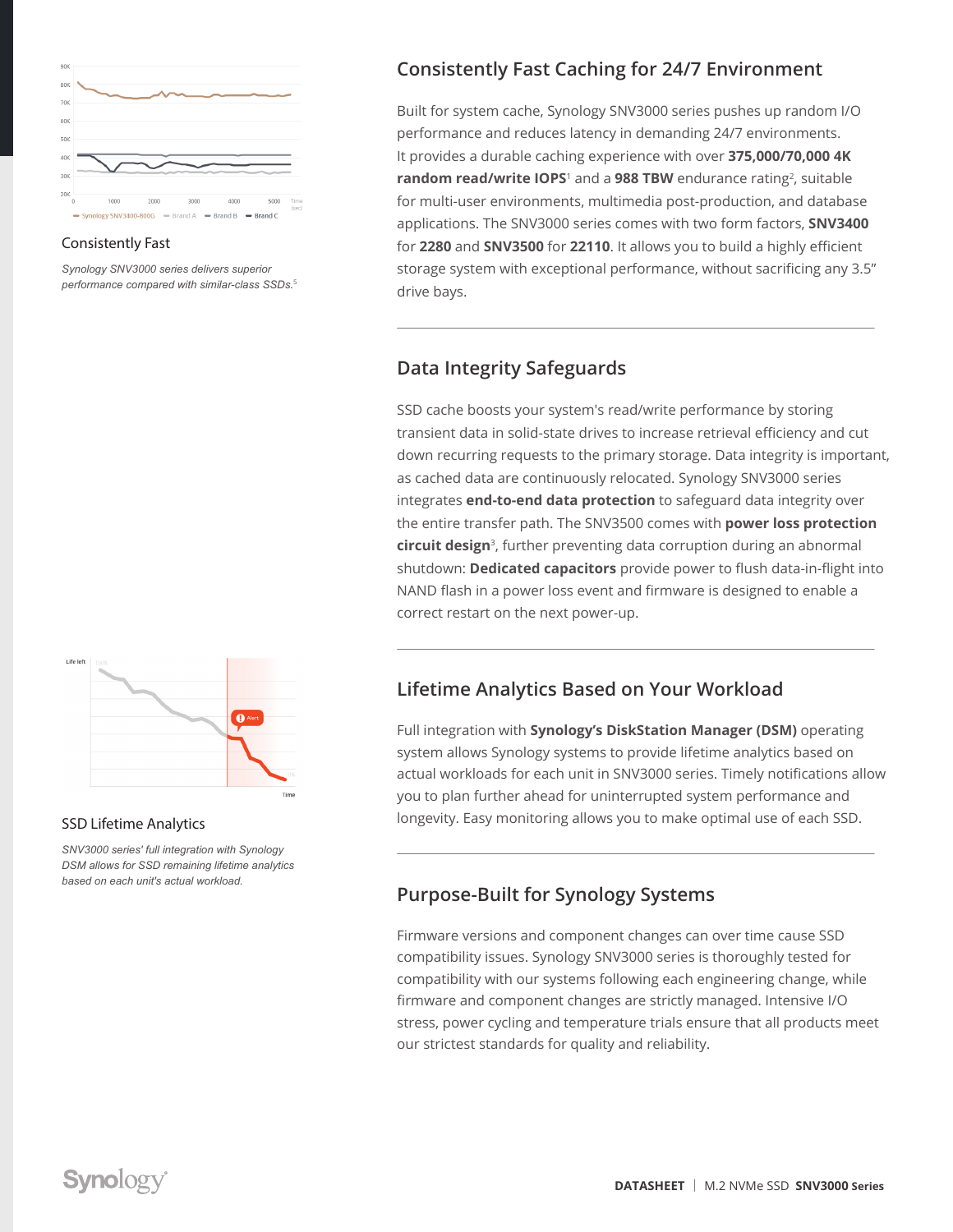### Consistently Fast

*Synology SNV3000 series delivers superior performance compared with similar-class SSDs.[5]*

## Consistently Fast Caching for 24/7 Environment

Built for system cache, Synology SNV3000 series pushes up random I/O performance and reduces latency in demanding 24/7 environments. It provides a durable caching experience with over **375,000/70,000 4K random read/write IOPS**[1] and a **988 TBW** endurance rating[2], suitable for multi-user environments, multimedia post-production, and database applications. The SNV3000 series comes with two form factors, **SNV3400** for **2280** and **SNV3500** for **22110**. It allows you to build a highly efficient storage system with exceptional performance, without sacrificing any 3.5" drive bays.

## Data Integrity Safeguards

SSD cache boosts your system's read/write performance by storing transient data in solid-state drives to increase retrieval efficiency and cut down recurring requests to the primary storage. Data integrity is important, as cached data are continuously relocated. Synology SNV3000 series integrates **end-to-end data protection** to safeguard data integrity over the entire transfer path. The SNV3500 comes with **power loss protection circuit design**[3], further preventing data corruption during an abnormal shutdown: **Dedicated capacitors** provide power to flush data-in-flight into NAND flash in a power loss event and firmware is designed to enable a correct restart on the next power-up.

### SSD Lifetime Analytics

*SNV3000 series' full integration with Synology DSM allows for SSD remaining lifetime analytics based on each unit's actual workload.*

## Lifetime Analytics Based on Your Workload

Full integration with **Synology's DiskStation Manager (DSM)** operating system allows Synology systems to provide lifetime analytics based on actual workloads for each unit in SNV3000 series. Timely notifications allow you to plan further ahead for uninterrupted system performance and longevity. Easy monitoring allows you to make optimal use of each SSD.

## Purpose-Built for Synology Systems

Firmware versions and component changes can over time cause SSD compatibility issues. Synology SNV3000 series is thoroughly tested for compatibility with our systems following each engineering change, while firmware and component changes are strictly managed. Intensive I/O stress, power cycling and temperature trials ensure that all products meet our strictest standards for quality and reliability.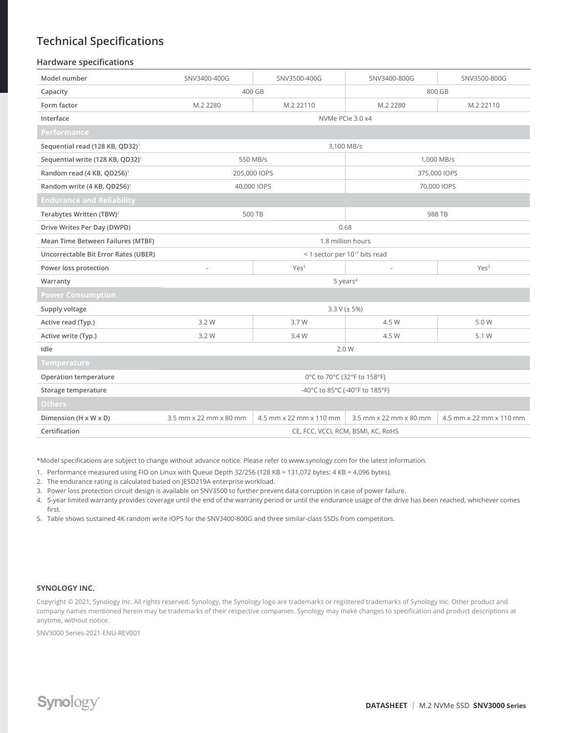# Technical Specifications

## Hardware specifications

| Model number | SNV3400-400G | SNV3500-400G | SNV3400-800G | SNV3500-800G |
|---|---|---|---|---|
| Capacity | 400 GB | | 800 GB | |
| Form factor | M.2 2280 | M.2 22110 | M.2 2280 | M.2 22110 |
| Interface | NVMe PCIe 3.0 x4 | | | |
| **Performance** | | | | |
| Sequential read (128 KB, QD32)[1] | 3,100 MB/s | | | |
| Sequential write (128 KB, QD32)[1] | 550 MB/s | | 1,000 MB/s | |
| Random read (4 KB, QD256)[1] | 205,000 IOPS | | 375,000 IOPS | |
| Random write (4 KB, QD256)[1] | 40,000 IOPS | | 70,000 IOPS | |
| **Endurance and Reliability** | | | | |
| Terabytes Written (TBW)[2] | 500 TB | | 988 TB | |
| Drive Writes Per Day (DWPD) | 0.68 | | | |
| Mean Time Between Failures (MTBF) | 1.8 million hours | | | |
| Uncorrectable Bit Error Rates (UBER) | < 1 sector per $10^{17}$ bits read | | | |
| Power loss protection | - | Yes[3] | - | Yes[3] |
| Warranty | 5 years[4] | | | |
| **Power Consumption** | | | | |
| Supply voltage | 3.3 V (± 5%) | | | |
| Active read (Typ.) | 3.2 W | 3.7 W | 4.5 W | 5.0 W |
| Active write (Typ.) | 3.2 W | 3.4 W | 4.5 W | 5.1 W |
| Idle | 2.0 W | | | |
| **Temperature** | | | | |
| Operation temperature | 0°C to 70°C (32°F to 158°F) | | | |
| Storage temperature | -40°C to 85°C (-40°F to 185°F) | | | |
| **Others** | | | | |
| Dimension (H x W x D) | 3.5 mm x 22 mm x 80 mm | 4.5 mm x 22 mm x 110 mm | 3.5 mm x 22 mm x 80 mm | 4.5 mm x 22 mm x 110 mm |
| Certification | CE, FCC, VCCI, RCM, BSMI, KC, RoHS | | | |

*Model specifications are subject to change without advance notice. Please refer to www.synology.com for the latest information.

1. Performance measured using FIO on Linux with Queue Depth 32/256 (128 KB = 131,072 bytes; 4 KB = 4,096 bytes).
2. The endurance rating is calculated based on JESD219A enterprise workload.
3. Power loss protection circuit design is available on SNV3500 to further prevent data corruption in case of power failure.
4. 5-year limited warranty provides coverage until the end of the warranty period or until the endurance usage of the drive has been reached, whichever comes first.
5. Table shows sustained 4K random write IOPS for the SNV3400-800G and three similar-class SSDs from competitors.

**SYNOLOGY INC.**

Copyright © 2021, Synology Inc. All rights reserved. Synology, the Synology logo are trademarks or registered trademarks of Synology Inc. Other product and company names mentioned herein may be trademarks of their respective companies. Synology may make changes to specification and product descriptions at anytime, without notice.

SNV3000 Series-2021-ENU-REV001